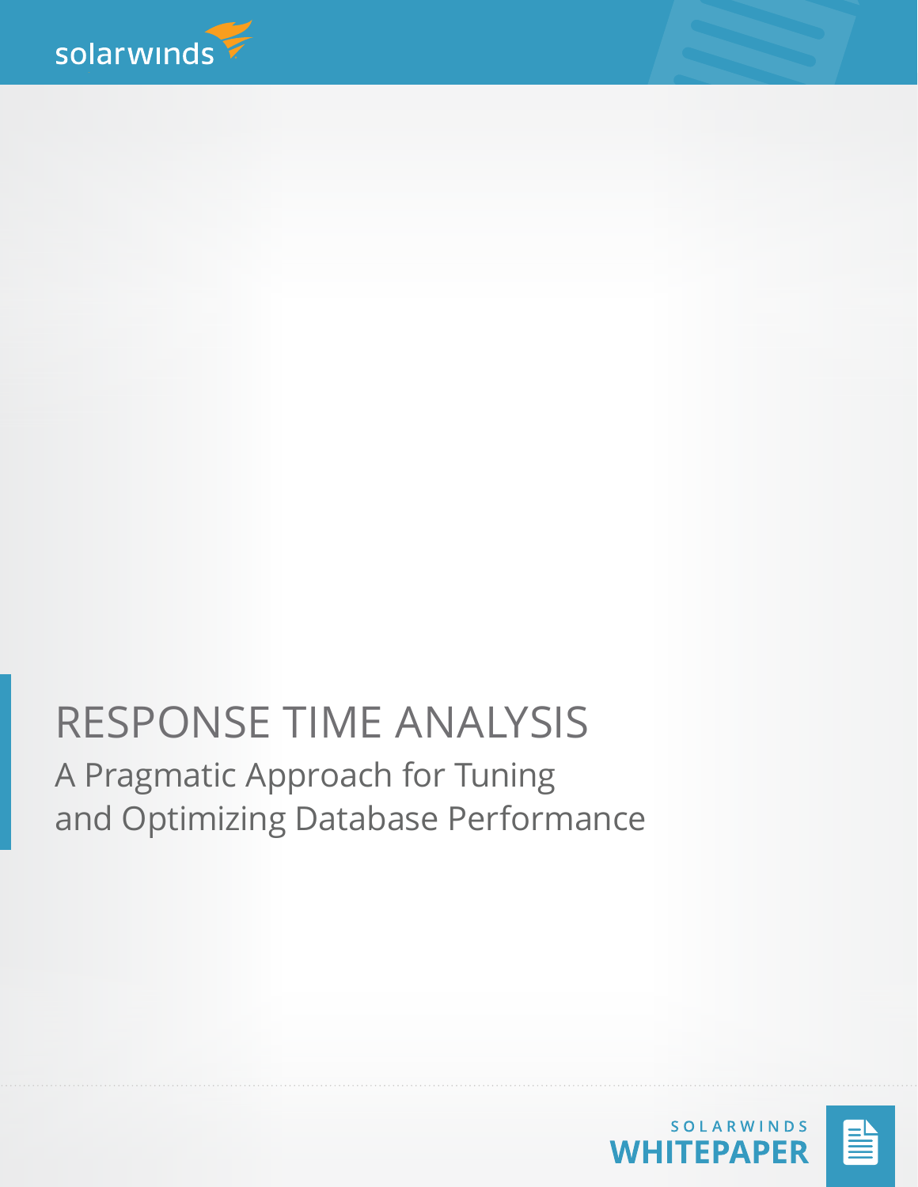solarwinds

# RESPONSE TIME ANALYSIS

## A Pragmatic Approach for Tuning and Optimizing Database Performance

SOLARWINDS
**WHITEPAPER**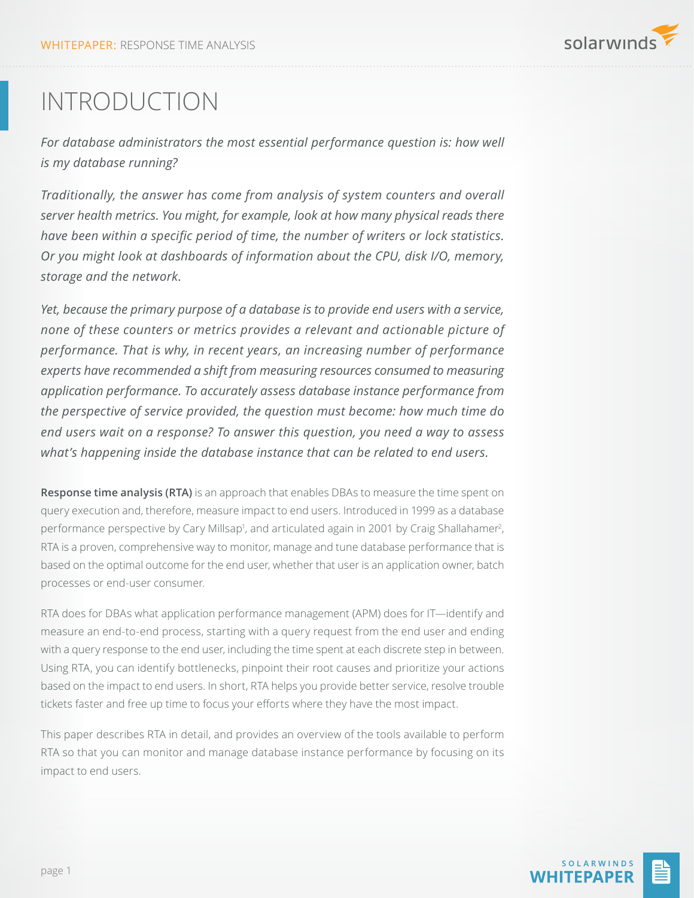# INTRODUCTION

*For database administrators the most essential performance question is: how well is my database running?*

*Traditionally, the answer has come from analysis of system counters and overall server health metrics. You might, for example, look at how many physical reads there have been within a specific period of time, the number of writers or lock statistics. Or you might look at dashboards of information about the CPU, disk I/O, memory, storage and the network.*

*Yet, because the primary purpose of a database is to provide end users with a service, none of these counters or metrics provides a relevant and actionable picture of performance. That is why, in recent years, an increasing number of performance experts have recommended a shift from measuring resources consumed to measuring application performance. To accurately assess database instance performance from the perspective of service provided, the question must become: how much time do end users wait on a response? To answer this question, you need a way to assess what's happening inside the database instance that can be related to end users.*

**Response time analysis (RTA)** is an approach that enables DBAs to measure the time spent on query execution and, therefore, measure impact to end users. Introduced in 1999 as a database performance perspective by Cary Millsap[1], and articulated again in 2001 by Craig Shallahamer[2], RTA is a proven, comprehensive way to monitor, manage and tune database performance that is based on the optimal outcome for the end user, whether that user is an application owner, batch processes or end-user consumer.

RTA does for DBAs what application performance management (APM) does for IT—identify and measure an end-to-end process, starting with a query request from the end user and ending with a query response to the end user, including the time spent at each discrete step in between. Using RTA, you can identify bottlenecks, pinpoint their root causes and prioritize your actions based on the impact to end users. In short, RTA helps you provide better service, resolve trouble tickets faster and free up time to focus your efforts where they have the most impact.

This paper describes RTA in detail, and provides an overview of the tools available to perform RTA so that you can monitor and manage database instance performance by focusing on its impact to end users.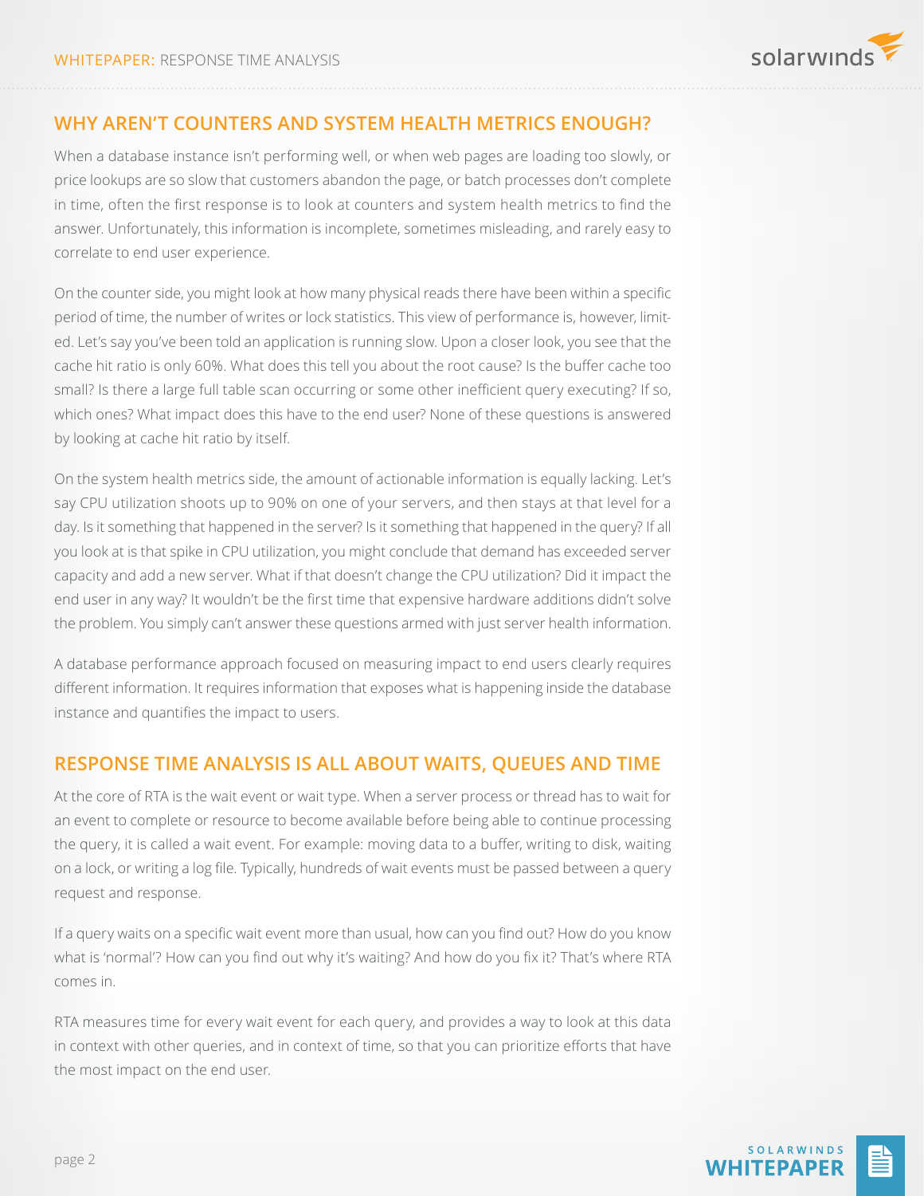## WHY AREN'T COUNTERS AND SYSTEM HEALTH METRICS ENOUGH?

When a database instance isn't performing well, or when web pages are loading too slowly, or price lookups are so slow that customers abandon the page, or batch processes don't complete in time, often the first response is to look at counters and system health metrics to find the answer. Unfortunately, this information is incomplete, sometimes misleading, and rarely easy to correlate to end user experience.

On the counter side, you might look at how many physical reads there have been within a specific period of time, the number of writes or lock statistics. This view of performance is, however, limited. Let's say you've been told an application is running slow. Upon a closer look, you see that the cache hit ratio is only 60%. What does this tell you about the root cause? Is the buffer cache too small? Is there a large full table scan occurring or some other inefficient query executing? If so, which ones? What impact does this have to the end user? None of these questions is answered by looking at cache hit ratio by itself.

On the system health metrics side, the amount of actionable information is equally lacking. Let's say CPU utilization shoots up to 90% on one of your servers, and then stays at that level for a day. Is it something that happened in the server? Is it something that happened in the query? If all you look at is that spike in CPU utilization, you might conclude that demand has exceeded server capacity and add a new server. What if that doesn't change the CPU utilization? Did it impact the end user in any way? It wouldn't be the first time that expensive hardware additions didn't solve the problem. You simply can't answer these questions armed with just server health information.

A database performance approach focused on measuring impact to end users clearly requires different information. It requires information that exposes what is happening inside the database instance and quantifies the impact to users.

## RESPONSE TIME ANALYSIS IS ALL ABOUT WAITS, QUEUES AND TIME

At the core of RTA is the wait event or wait type. When a server process or thread has to wait for an event to complete or resource to become available before being able to continue processing the query, it is called a wait event. For example: moving data to a buffer, writing to disk, waiting on a lock, or writing a log file. Typically, hundreds of wait events must be passed between a query request and response.

If a query waits on a specific wait event more than usual, how can you find out? How do you know what is 'normal'? How can you find out why it's waiting? And how do you fix it? That's where RTA comes in.

RTA measures time for every wait event for each query, and provides a way to look at this data in context with other queries, and in context of time, so that you can prioritize efforts that have the most impact on the end user.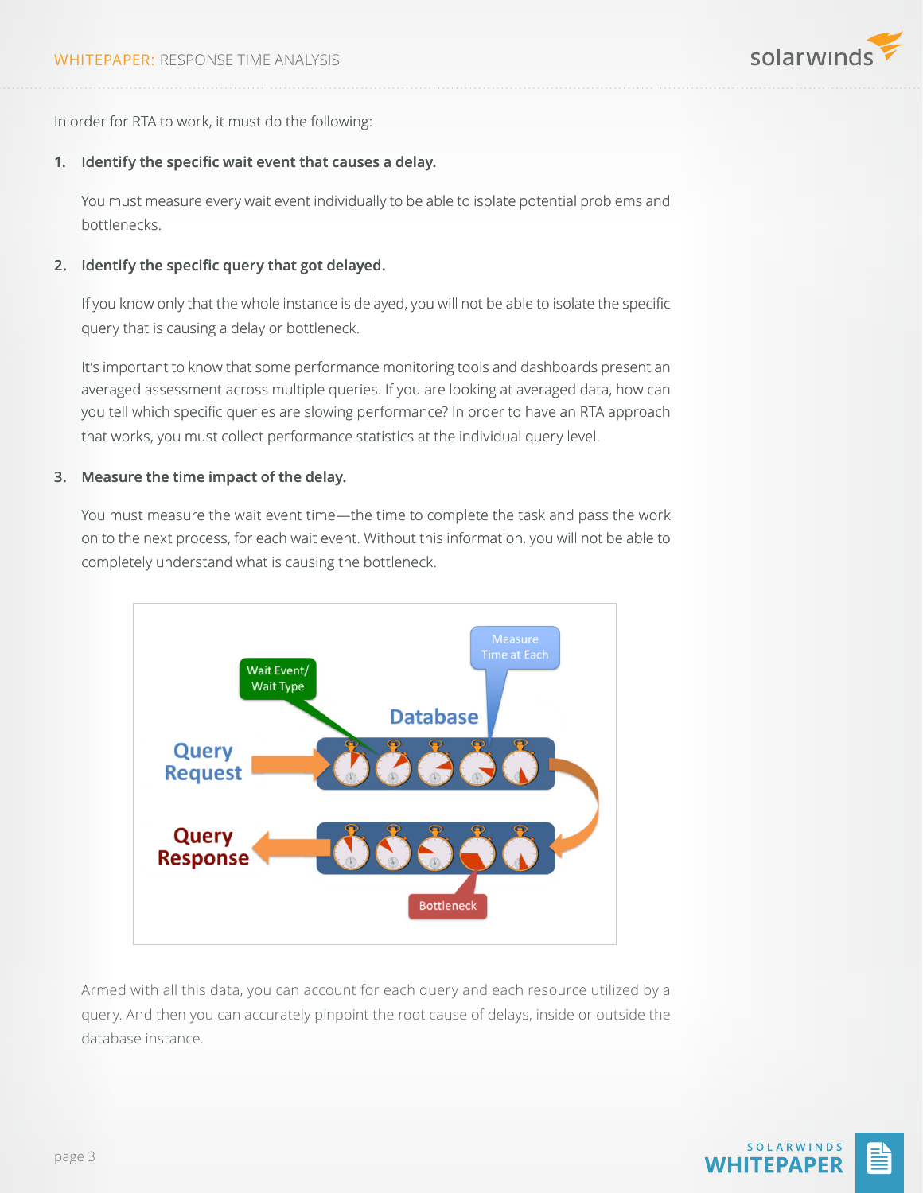In order for RTA to work, it must do the following:

1. **Identify the specific wait event that causes a delay.**

   You must measure every wait event individually to be able to isolate potential problems and bottlenecks.

2. **Identify the specific query that got delayed.**

   If you know only that the whole instance is delayed, you will not be able to isolate the specific query that is causing a delay or bottleneck.

   It's important to know that some performance monitoring tools and dashboards present an averaged assessment across multiple queries. If you are looking at averaged data, how can you tell which specific queries are slowing performance? In order to have an RTA approach that works, you must collect performance statistics at the individual query level.

3. **Measure the time impact of the delay.**

   You must measure the wait event time—the time to complete the task and pass the work on to the next process, for each wait event. Without this information, you will not be able to completely understand what is causing the bottleneck.

Armed with all this data, you can account for each query and each resource utilized by a query. And then you can accurately pinpoint the root cause of delays, inside or outside the database instance.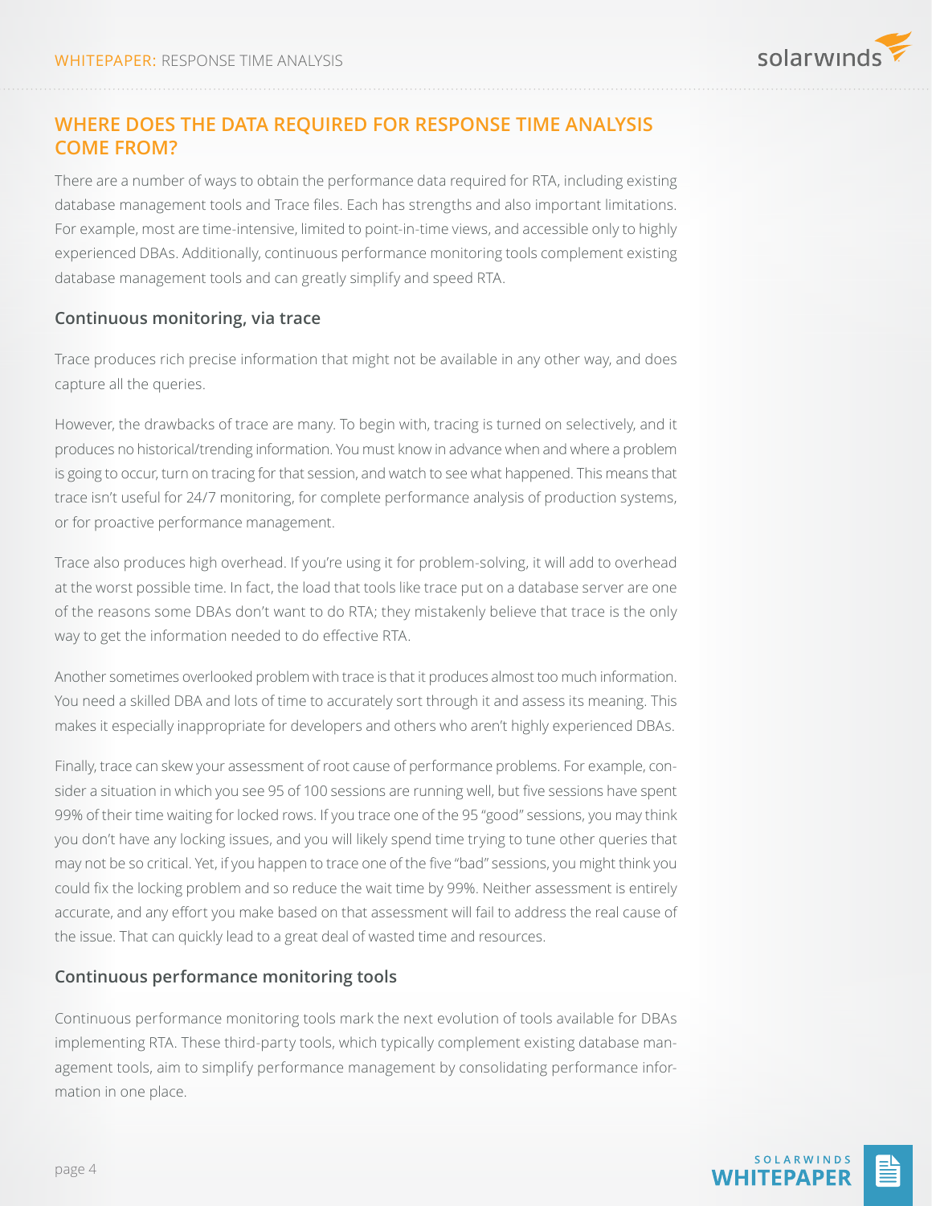## WHERE DOES THE DATA REQUIRED FOR RESPONSE TIME ANALYSIS COME FROM?

There are a number of ways to obtain the performance data required for RTA, including existing database management tools and Trace files. Each has strengths and also important limitations. For example, most are time-intensive, limited to point-in-time views, and accessible only to highly experienced DBAs. Additionally, continuous performance monitoring tools complement existing database management tools and can greatly simplify and speed RTA.

### Continuous monitoring, via trace

Trace produces rich precise information that might not be available in any other way, and does capture all the queries.

However, the drawbacks of trace are many. To begin with, tracing is turned on selectively, and it produces no historical/trending information. You must know in advance when and where a problem is going to occur, turn on tracing for that session, and watch to see what happened. This means that trace isn't useful for 24/7 monitoring, for complete performance analysis of production systems, or for proactive performance management.

Trace also produces high overhead. If you're using it for problem-solving, it will add to overhead at the worst possible time. In fact, the load that tools like trace put on a database server are one of the reasons some DBAs don't want to do RTA; they mistakenly believe that trace is the only way to get the information needed to do effective RTA.

Another sometimes overlooked problem with trace is that it produces almost too much information. You need a skilled DBA and lots of time to accurately sort through it and assess its meaning. This makes it especially inappropriate for developers and others who aren't highly experienced DBAs.

Finally, trace can skew your assessment of root cause of performance problems. For example, consider a situation in which you see 95 of 100 sessions are running well, but five sessions have spent 99% of their time waiting for locked rows. If you trace one of the 95 "good" sessions, you may think you don't have any locking issues, and you will likely spend time trying to tune other queries that may not be so critical. Yet, if you happen to trace one of the five "bad" sessions, you might think you could fix the locking problem and so reduce the wait time by 99%. Neither assessment is entirely accurate, and any effort you make based on that assessment will fail to address the real cause of the issue. That can quickly lead to a great deal of wasted time and resources.

### Continuous performance monitoring tools

Continuous performance monitoring tools mark the next evolution of tools available for DBAs implementing RTA. These third-party tools, which typically complement existing database management tools, aim to simplify performance management by consolidating performance information in one place.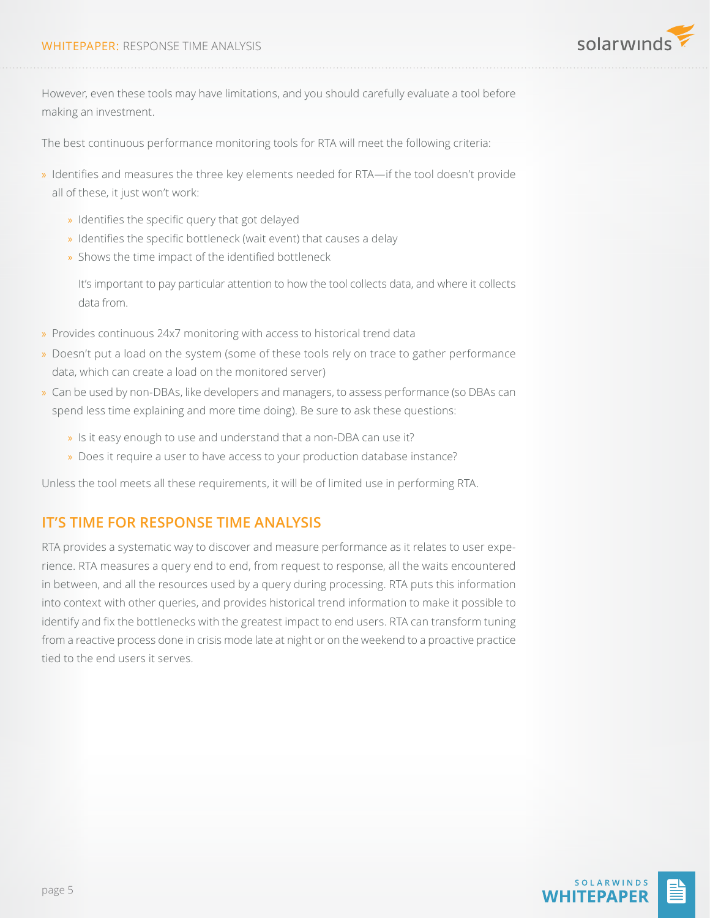However, even these tools may have limitations, and you should carefully evaluate a tool before making an investment.

The best continuous performance monitoring tools for RTA will meet the following criteria:

- Identifies and measures the three key elements needed for RTA—if the tool doesn't provide all of these, it just won't work:
  - Identifies the specific query that got delayed
  - Identifies the specific bottleneck (wait event) that causes a delay
  - Shows the time impact of the identified bottleneck

  It's important to pay particular attention to how the tool collects data, and where it collects data from.
- Provides continuous 24x7 monitoring with access to historical trend data
- Doesn't put a load on the system (some of these tools rely on trace to gather performance data, which can create a load on the monitored server)
- Can be used by non-DBAs, like developers and managers, to assess performance (so DBAs can spend less time explaining and more time doing). Be sure to ask these questions:
  - Is it easy enough to use and understand that a non-DBA can use it?
  - Does it require a user to have access to your production database instance?

Unless the tool meets all these requirements, it will be of limited use in performing RTA.

## IT'S TIME FOR RESPONSE TIME ANALYSIS

RTA provides a systematic way to discover and measure performance as it relates to user experience. RTA measures a query end to end, from request to response, all the waits encountered in between, and all the resources used by a query during processing. RTA puts this information into context with other queries, and provides historical trend information to make it possible to identify and fix the bottlenecks with the greatest impact to end users. RTA can transform tuning from a reactive process done in crisis mode late at night or on the weekend to a proactive practice tied to the end users it serves.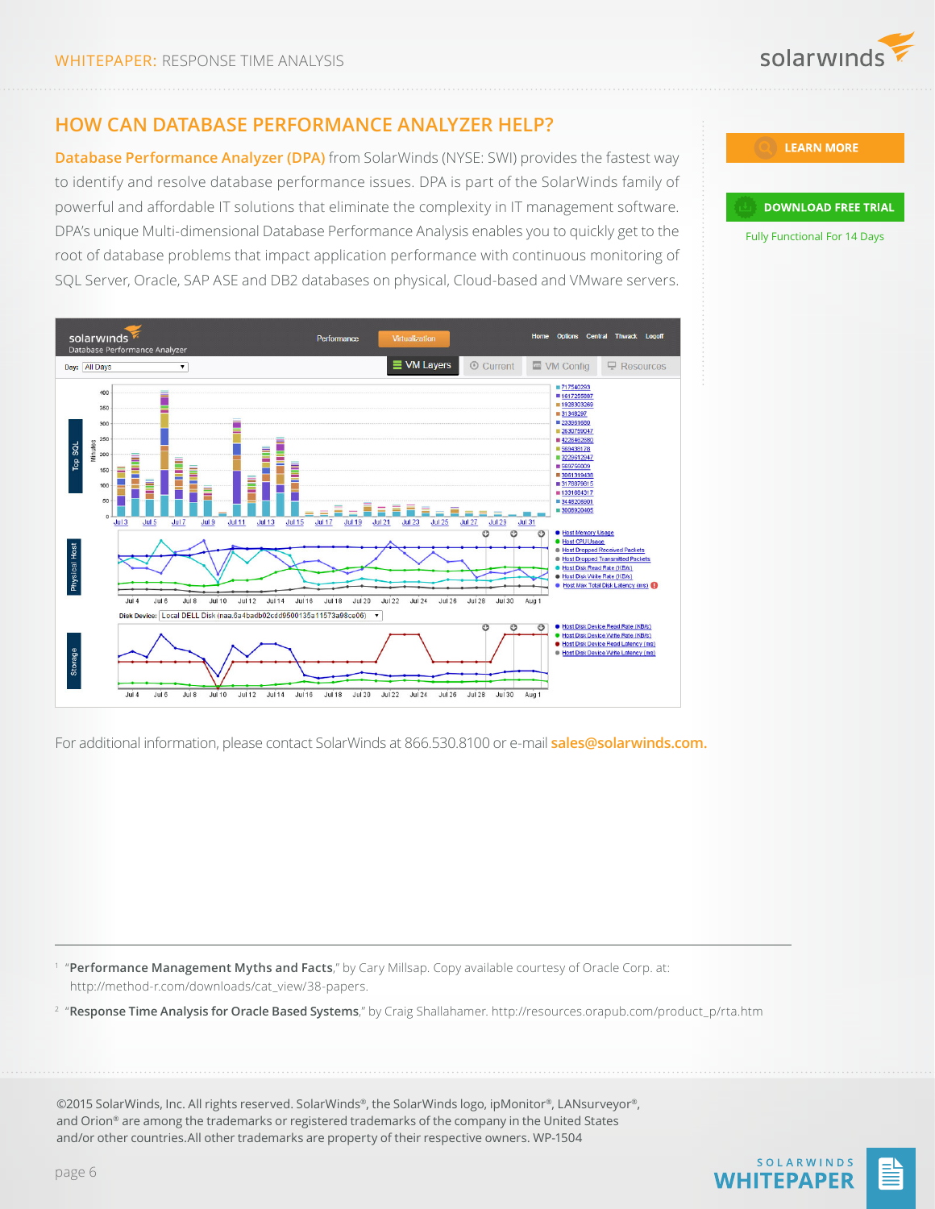## HOW CAN DATABASE PERFORMANCE ANALYZER HELP?

**Database Performance Analyzer (DPA)** from SolarWinds (NYSE: SWI) provides the fastest way to identify and resolve database performance issues. DPA is part of the SolarWinds family of powerful and affordable IT solutions that eliminate the complexity in IT management software. DPA's unique Multi-dimensional Database Performance Analysis enables you to quickly get to the root of database problems that impact application performance with continuous monitoring of SQL Server, Oracle, SAP ASE and DB2 databases on physical, Cloud-based and VMware servers.

LEARN MORE

DOWNLOAD FREE TRIAL

Fully Functional For 14 Days

For additional information, please contact SolarWinds at 866.530.8100 or e-mail **sales@solarwinds.com.**

---

[1] "**Performance Management Myths and Facts**," by Cary Millsap. Copy available courtesy of Oracle Corp. at: http://method-r.com/downloads/cat_view/38-papers.

[2] "**Response Time Analysis for Oracle Based Systems**," by Craig Shallahamer. http://resources.orapub.com/product_p/rta.htm

©2015 SolarWinds, Inc. All rights reserved. SolarWinds®, the SolarWinds logo, ipMonitor®, LANsurveyor®, and Orion® are among the trademarks or registered trademarks of the company in the United States and/or other countries.All other trademarks are property of their respective owners. WP-1504